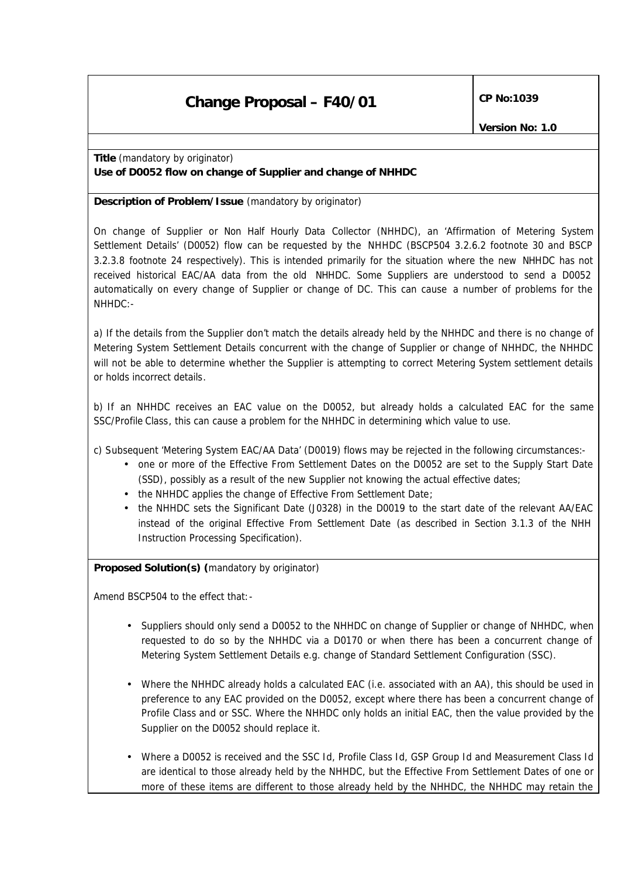# Change Proposal – F40/01

**CP No:1039**

**Version No: 1.0**

**Title** (mandatory by originator)

**Use of D0052 flow on change of Supplier and change of NHHDC**

**Description of Problem/Issue** (mandatory by originator)

On change of Supplier or Non Half Hourly Data Collector (NHHDC), an 'Affirmation of Metering System Settlement Details' (D0052) flow can be requested by the NHHDC (BSCP504 3.2.6.2 footnote 30 and BSCP 3.2.3.8 footnote 24 respectively). This is intended primarily for the situation where the new NHHDC has not received historical EAC/AA data from the old NHHDC. Some Suppliers are understood to send a D0052 automatically on every change of Supplier or change of DC. This can cause a number of problems for the NHHDC:-

a) If the details from the Supplier don't match the details already held by the NHHDC and there is no change of Metering System Settlement Details concurrent with the change of Supplier or change of NHHDC, the NHHDC will not be able to determine whether the Supplier is attempting to correct Metering System settlement details or holds incorrect details.

b) If an NHHDC receives an EAC value on the D0052, but already holds a calculated EAC for the same SSC/Profile Class, this can cause a problem for the NHHDC in determining which value to use.

c) Subsequent 'Metering System EAC/AA Data' (D0019) flows may be rejected in the following circumstances:-

- one or more of the Effective From Settlement Dates on the D0052 are set to the Supply Start Date (SSD), possibly as a result of the new Supplier not knowing the actual effective dates;
- the NHHDC applies the change of Effective From Settlement Date;
- the NHHDC sets the Significant Date (J0328) in the D0019 to the start date of the relevant AA/EAC instead of the original Effective From Settlement Date (as described in Section 3.1.3 of the NHH Instruction Processing Specification).

**Proposed Solution(s)** (mandatory by originator)

Amend BSCP504 to the effect that:-

- Suppliers should only send a D0052 to the NHHDC on change of Supplier or change of NHHDC, when requested to do so by the NHHDC via a D0170 or when there has been a concurrent change of Metering System Settlement Details e.g. change of Standard Settlement Configuration (SSC).
- Where the NHHDC already holds a calculated EAC (i.e. associated with an AA), this should be used in preference to any EAC provided on the D0052, except where there has been a concurrent change of Profile Class and or SSC. Where the NHHDC only holds an initial EAC, then the value provided by the Supplier on the D0052 should replace it.
- Where a D0052 is received and the SSC Id, Profile Class Id, GSP Group Id and Measurement Class Id are identical to those already held by the NHHDC, but the Effective From Settlement Dates of one or more of these items are different to those already held by the NHHDC, the NHHDC may retain the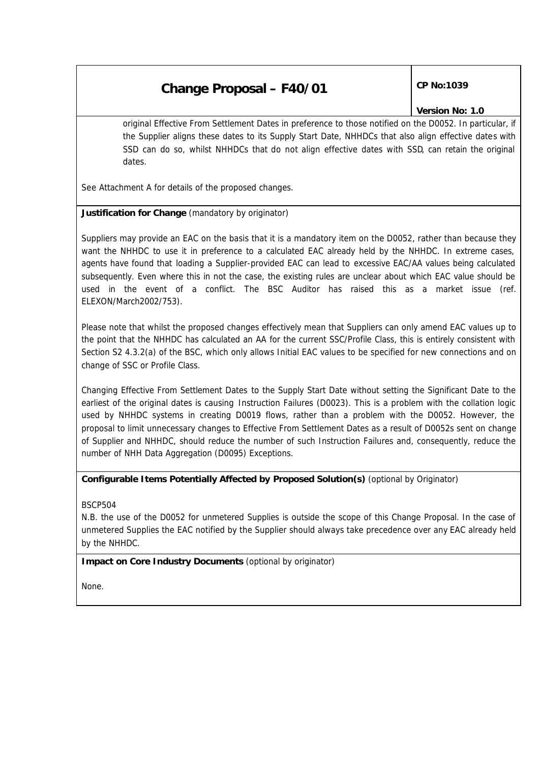original Effective From Settlement Dates in preference to those notified on the D0052. In particular, if the Supplier aligns these dates to its Supply Start Date, NHHDCs that also align effective dates with SSD can do so, whilst NHHDCs that do not align effective dates with SSD, can retain the original dates.

See Attachment A for details of the proposed changes.

**Justification for Change** (mandatory by originator)

Suppliers may provide an EAC on the basis that it is a mandatory item on the D0052, rather than because they want the NHHDC to use it in preference to a calculated EAC already held by the NHHDC. In extreme cases, agents have found that loading a Supplier-provided EAC can lead to excessive EAC/AA values being calculated subsequently. Even where this in not the case, the existing rules are unclear about which EAC value should be used in the event of a conflict. The BSC Auditor has raised this as a market issue (ref. ELEXON/March2002/753).

Please note that whilst the proposed changes effectively mean that Suppliers can only amend EAC values up to the point that the NHHDC has calculated an AA for the current SSC/Profile Class, this is entirely consistent with Section S2 4.3.2(a) of the BSC, which only allows Initial EAC values to be specified for new connections and on change of SSC or Profile Class.

Changing Effective From Settlement Dates to the Supply Start Date without setting the Significant Date to the earliest of the original dates is causing Instruction Failures (D0023). This is a problem with the collation logic used by NHHDC systems in creating D0019 flows, rather than a problem with the D0052. However, the proposal to limit unnecessary changes to Effective From Settlement Dates as a result of D0052s sent on change of Supplier and NHHDC, should reduce the number of such Instruction Failures and, consequently, reduce the number of NHH Data Aggregation (D0095) Exceptions.

**Configurable Items Potentially Affected by Proposed Solution(s)** (optional by Originator)

BSCP504

N.B. the use of the D0052 for unmetered Supplies is outside the scope of this Change Proposal. In the case of unmetered Supplies the EAC notified by the Supplier should always take precedence over any EAC already held by the NHHDC.

**Impact on Core Industry Documents** (optional by originator)

None.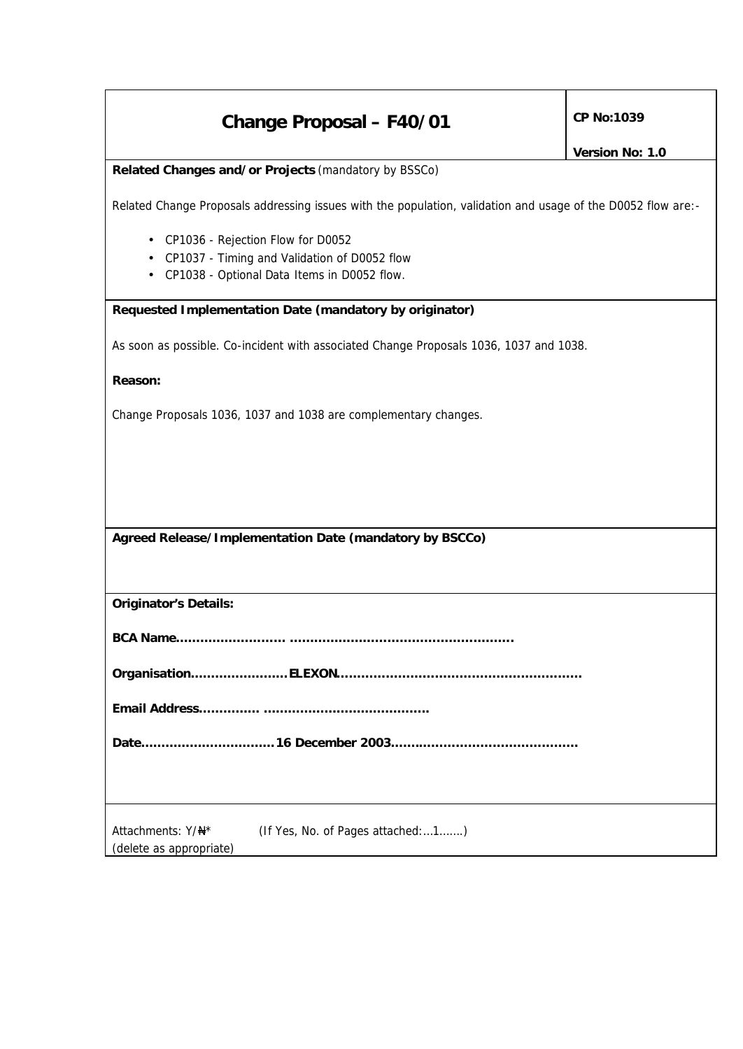# Change Proposal – F40/01

**CP No:1039**

**Version No: 1.0**

**Related Changes and/or Projects** (mandatory by BSSCo)

Related Change Proposals addressing issues with the population, validation and usage of the D0052 flow are:-

- CP1036 - Rejection Flow for D0052
- CP1037 - Timing and Validation of D0052 flow
- CP1038 - Optional Data Items in D0052 flow.

**Requested Implementation Date (mandatory by originator)**

As soon as possible. Co-incident with associated Change Proposals 1036, 1037 and 1038.

**Reason:**

Change Proposals 1036, 1037 and 1038 are complementary changes.

**Agreed Release/Implementation Date (mandatory by BSCCo)**

**Originator's Details:**

**BCA Name.......................... .....................................................**

**Organisation........................ELEXON..........................................................**

**Email Address............... ........................................**

**Date................................16 December 2003............................................**

Attachments: Y/~~N~~* (If Yes, No. of Pages attached:...1.......)
(delete as appropriate)